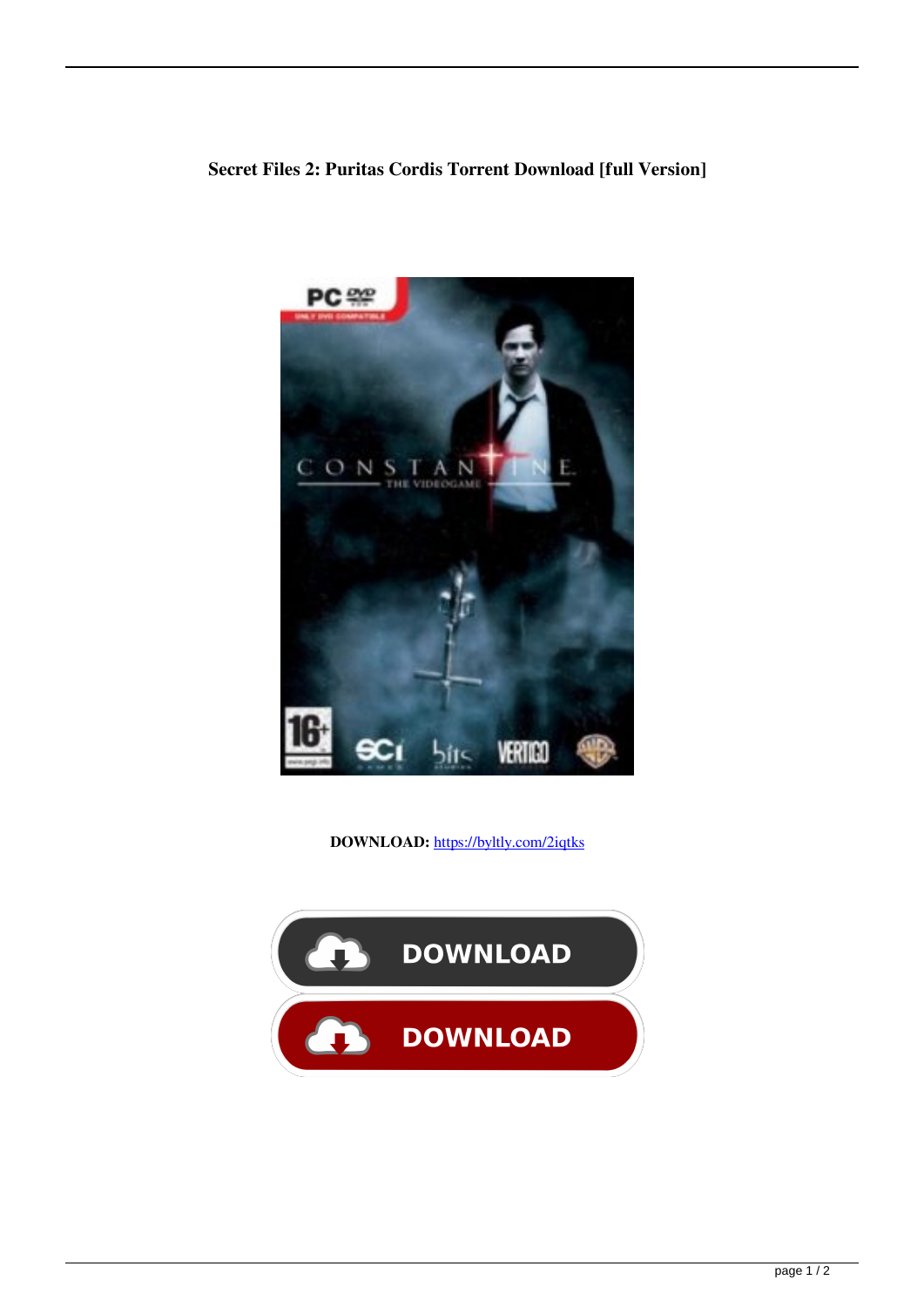**Secret Files 2: Puritas Cordis Torrent Download [full Version]**

**DOWNLOAD:** https://byltly.com/2iqtks

DOWNLOAD

DOWNLOAD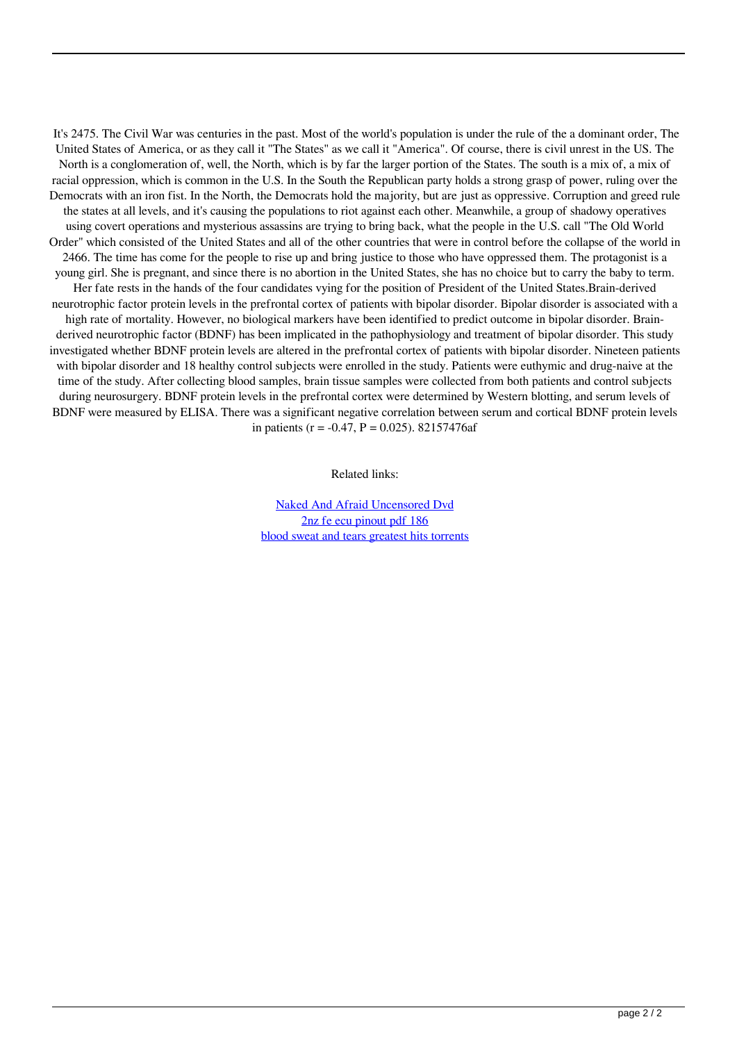It's 2475. The Civil War was centuries in the past. Most of the world's population is under the rule of the a dominant order, The United States of America, or as they call it "The States" as we call it "America". Of course, there is civil unrest in the US. The North is a conglomeration of, well, the North, which is by far the larger portion of the States. The south is a mix of, a mix of racial oppression, which is common in the U.S. In the South the Republican party holds a strong grasp of power, ruling over the Democrats with an iron fist. In the North, the Democrats hold the majority, but are just as oppressive. Corruption and greed rule the states at all levels, and it's causing the populations to riot against each other. Meanwhile, a group of shadowy operatives using covert operations and mysterious assassins are trying to bring back, what the people in the U.S. call "The Old World Order" which consisted of the United States and all of the other countries that were in control before the collapse of the world in 2466. The time has come for the people to rise up and bring justice to those who have oppressed them. The protagonist is a young girl. She is pregnant, and since there is no abortion in the United States, she has no choice but to carry the baby to term. Her fate rests in the hands of the four candidates vying for the position of President of the United States.Brain-derived neurotrophic factor protein levels in the prefrontal cortex of patients with bipolar disorder. Bipolar disorder is associated with a high rate of mortality. However, no biological markers have been identified to predict outcome in bipolar disorder. Brain-derived neurotrophic factor (BDNF) has been implicated in the pathophysiology and treatment of bipolar disorder. This study investigated whether BDNF protein levels are altered in the prefrontal cortex of patients with bipolar disorder. Nineteen patients with bipolar disorder and 18 healthy control subjects were enrolled in the study. Patients were euthymic and drug-naive at the time of the study. After collecting blood samples, brain tissue samples were collected from both patients and control subjects during neurosurgery. BDNF protein levels in the prefrontal cortex were determined by Western blotting, and serum levels of BDNF were measured by ELISA. There was a significant negative correlation between serum and cortical BDNF protein levels in patients ($r = -0.47$, $P = 0.025$). 82157476af

Related links:

Naked And Afraid Uncensored Dvd
2nz fe ecu pinout pdf 186
blood sweat and tears greatest hits torrents